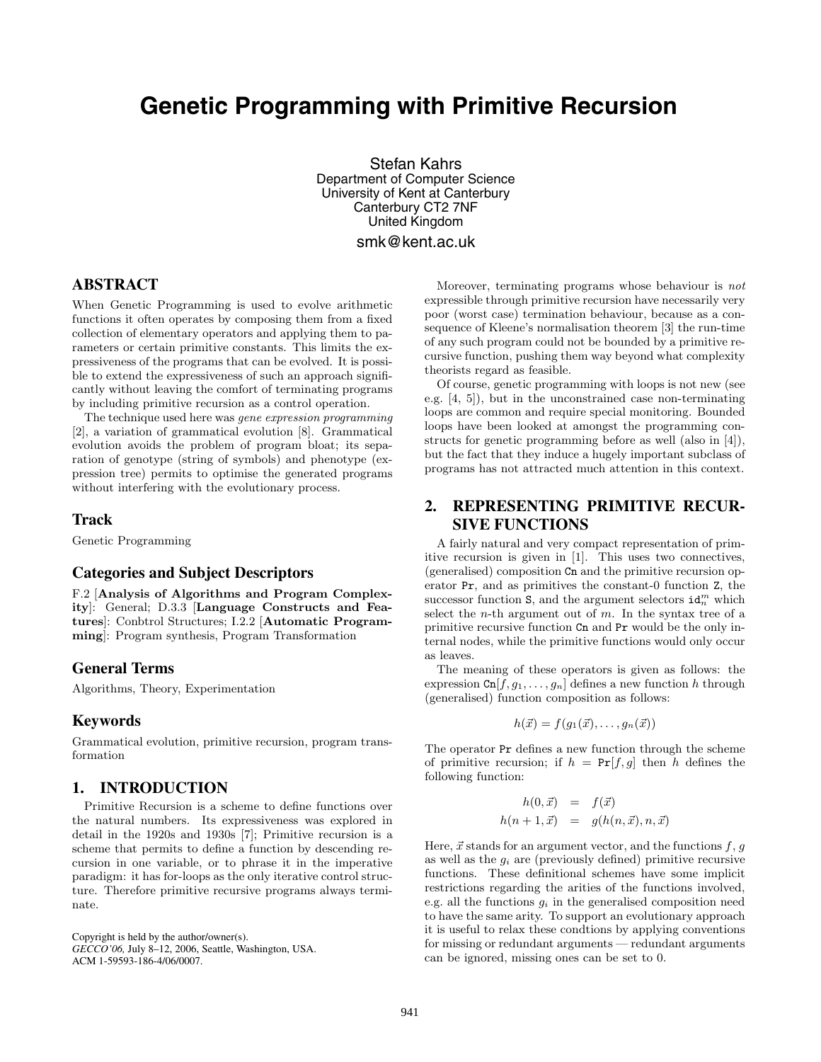# Genetic Programming with Primitive Recursion

Stefan Kahrs
Department of Computer Science
University of Kent at Canterbury
Canterbury CT2 7NF
United Kingdom
smk@kent.ac.uk

## ABSTRACT

When Genetic Programming is used to evolve arithmetic functions it often operates by composing them from a fixed collection of elementary operators and applying them to parameters or certain primitive constants. This limits the expressiveness of the programs that can be evolved. It is possible to extend the expressiveness of such an approach significantly without leaving the comfort of terminating programs by including primitive recursion as a control operation.

The technique used here was *gene expression programming* [2], a variation of grammatical evolution [8]. Grammatical evolution avoids the problem of program bloat; its separation of genotype (string of symbols) and phenotype (expression tree) permits to optimise the generated programs without interfering with the evolutionary process.

### Track

Genetic Programming

### Categories and Subject Descriptors

F.2 [**Analysis of Algorithms and Program Complexity**]: General; D.3.3 [**Language Constructs and Features**]: Conbtrol Structures; I.2.2 [**Automatic Programming**]: Program synthesis, Program Transformation

### General Terms

Algorithms, Theory, Experimentation

### Keywords

Grammatical evolution, primitive recursion, program transformation

## 1. INTRODUCTION

Primitive Recursion is a scheme to define functions over the natural numbers. Its expressiveness was explored in detail in the 1920s and 1930s [7]; Primitive recursion is a scheme that permits to define a function by descending recursion in one variable, or to phrase it in the imperative paradigm: it has for-loops as the only iterative control structure. Therefore primitive recursive programs always terminate.

Copyright is held by the author/owner(s).
*GECCO'06,* July 8–12, 2006, Seattle, Washington, USA.
ACM 1-59593-186-4/06/0007.

Moreover, terminating programs whose behaviour is *not* expressible through primitive recursion have necessarily very poor (worst case) termination behaviour, because as a consequence of Kleene's normalisation theorem [3] the run-time of any such program could not be bounded by a primitive recursive function, pushing them way beyond what complexity theorists regard as feasible.

Of course, genetic programming with loops is not new (see e.g. [4, 5]), but in the unconstrained case non-terminating loops are common and require special monitoring. Bounded loops have been looked at amongst the programming constructs for genetic programming before as well (also in [4]), but the fact that they induce a hugely important subclass of programs has not attracted much attention in this context.

## 2. REPRESENTING PRIMITIVE RECURSIVE FUNCTIONS

A fairly natural and very compact representation of primitive recursion is given in [1]. This uses two connectives, (generalised) composition Cn and the primitive recursion operator Pr, and as primitives the constant-0 function Z, the successor function S, and the argument selectors $\mathtt{id}_n^m$ which select the $n$-th argument out of $m$. In the syntax tree of a primitive recursive function Cn and Pr would be the only internal nodes, while the primitive functions would only occur as leaves.

The meaning of these operators is given as follows: the expression $\mathtt{Cn}[f, g_1, \ldots, g_n]$ defines a new function $h$ through (generalised) function composition as follows:

$$h(\vec{x}) = f(g_1(\vec{x}), \ldots, g_n(\vec{x}))$$

The operator Pr defines a new function through the scheme of primitive recursion; if $h = \mathtt{Pr}[f, g]$ then $h$ defines the following function:

$$\begin{aligned} h(0, \vec{x}) &= f(\vec{x}) \\ h(n+1, \vec{x}) &= g(h(n, \vec{x}), n, \vec{x}) \end{aligned}$$

Here, $\vec{x}$ stands for an argument vector, and the functions $f$, $g$ as well as the $g_i$ are (previously defined) primitive recursive functions. These definitional schemes have some implicit restrictions regarding the arities of the functions involved, e.g. all the functions $g_i$ in the generalised composition need to have the same arity. To support an evolutionary approach it is useful to relax these condtions by applying conventions for missing or redundant arguments — redundant arguments can be ignored, missing ones can be set to 0.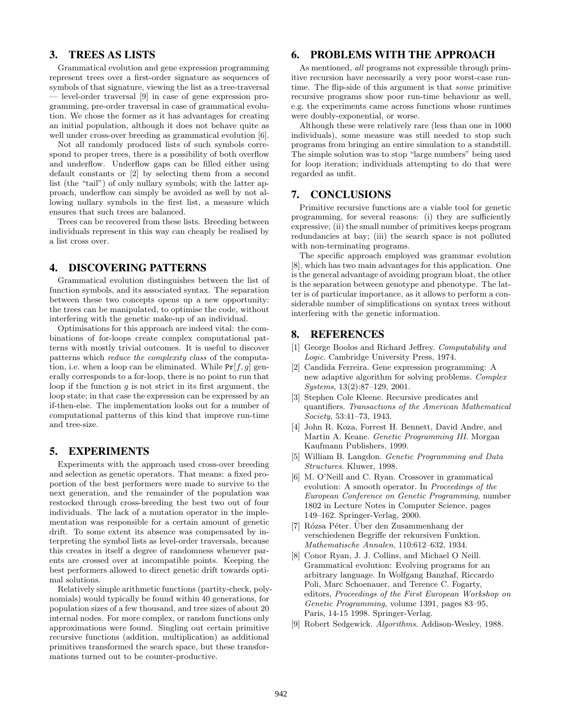## 3. TREES AS LISTS

Grammatical evolution and gene expression programming represent trees over a first-order signature as sequences of symbols of that signature, viewing the list as a tree-traversal — level-order traversal [9] in case of gene expression programming, pre-order traversal in case of grammatical evolution. We chose the former as it has advantages for creating an initial population, although it does not behave quite as well under cross-over breeding as grammatical evolution [6].

Not all randomly produced lists of such symbols correspond to proper trees, there is a possibility of both overflow and underflow. Underflow gaps can be filled either using default constants or [2] by selecting them from a second list (the "tail") of only nullary symbols; with the latter approach, underflow can simply be avoided as well by not allowing nullary symbols in the first list, a measure which ensures that such trees are balanced.

Trees can be recovered from these lists. Breeding between individuals represent in this way can cheaply be realised by a list cross over.

## 4. DISCOVERING PATTERNS

Grammatical evolution distinguishes between the list of function symbols, and its associated syntax. The separation between these two concepts opens up a new opportunity: the trees can be manipulated, to optimise the code, without interfering with the genetic make-up of an individual.

Optimisations for this approach are indeed vital: the combinations of for-loops create complex computational patterns with mostly trivial outcomes. It is useful to discover patterns which *reduce the complexity class* of the computation, i.e. when a loop can be eliminated. While $\mathtt{Pr}[f, g]$ generally corresponds to a for-loop, there is no point to run that loop if the function $g$ is not strict in its first argument, the loop state; in that case the expression can be expressed by an if-then-else. The implementation looks out for a number of computational patterns of this kind that improve run-time and tree-size.

## 5. EXPERIMENTS

Experiments with the approach used cross-over breeding and selection as genetic operators. That means: a fixed proportion of the best performers were made to survive to the next generation, and the remainder of the population was restocked through cross-breeding the best two out of four individuals. The lack of a mutation operator in the implementation was responsible for a certain amount of genetic drift. To some extent its absence was compensated by interpreting the symbol lists as level-order traversals, because this creates in itself a degree of randomness whenever parents are crossed over at incompatible points. Keeping the best performers allowed to direct genetic drift towards optimal solutions.

Relatively simple arithmetic functions (partity-check, polynomials) would typically be found within 40 generations, for population sizes of a few thousand, and tree sizes of about 20 internal nodes. For more complex, or random functions only approximations were found. Singling out certain primitive recursive functions (addition, multiplication) as additional primitives transformed the search space, but these transformations turned out to be counter-productive.

## 6. PROBLEMS WITH THE APPROACH

As mentioned, *all* programs not expressible through primitive recursion have necessarily a very poor worst-case runtime. The flip-side of this argument is that *some* primitive recursive programs show poor run-time behaviour as well, e.g. the experiments came across functions whose runtimes were doubly-exponential, or worse.

Although these were relatively rare (less than one in 1000 individuals), some measure was still needed to stop such programs from bringing an entire simulation to a standstill. The simple solution was to stop "large numbers" being used for loop iteration; individuals attempting to do that were regarded as unfit.

## 7. CONCLUSIONS

Primitive recursive functions are a viable tool for genetic programming, for several reasons: (i) they are sufficiently expressive; (ii) the small number of primitives keeps program redundancies at bay; (iii) the search space is not polluted with non-terminating programs.

The specific approach employed was grammar evolution [8], which has two main advantages for this application. One is the general advantage of avoiding program bloat, the other is the separation between genotype and phenotype. The latter is of particular importance, as it allows to perform a considerable number of simplifications on syntax trees without interfering with the genetic information.

## 8. REFERENCES

[1] George Boolos and Richard Jeffrey. *Computability and Logic*. Cambridge University Press, 1974.

[2] Candida Ferreira. Gene expression programming: A new adaptive algorithm for solving problems. *Complex Systems*, 13(2):87–129, 2001.

[3] Stephen Cole Kleene. Recursive predicates and quantifiers. *Transactions of the American Mathematical Society*, 53:41–73, 1943.

[4] John R. Koza, Forrest H. Bennett, David Andre, and Martin A. Keane. *Genetic Programming III*. Morgan Kaufmann Publishers, 1999.

[5] William B. Langdon. *Genetic Programming and Data Structures*. Kluwer, 1998.

[6] M. O'Neill and C. Ryan. Crossover in grammatical evolution: A smooth operator. In *Proceedings of the European Conference on Genetic Programming*, number 1802 in Lecture Notes in Computer Science, pages 149–162. Springer-Verlag, 2000.

[7] Rózsa Péter. Über den Zusammenhang der verschiedenen Begriffe der rekursiven Funktion. *Mathematische Annalen*, 110:612–632, 1934.

[8] Conor Ryan, J. J. Collins, and Michael O Neill. Grammatical evolution: Evolving programs for an arbitrary language. In Wolfgang Banzhaf, Riccardo Poli, Marc Schoenauer, and Terence C. Fogarty, editors, *Proceedings of the First European Workshop on Genetic Programming*, volume 1391, pages 83–95, Paris, 14-15 1998. Springer-Verlag.

[9] Robert Sedgewick. *Algorithms*. Addison-Wesley, 1988.